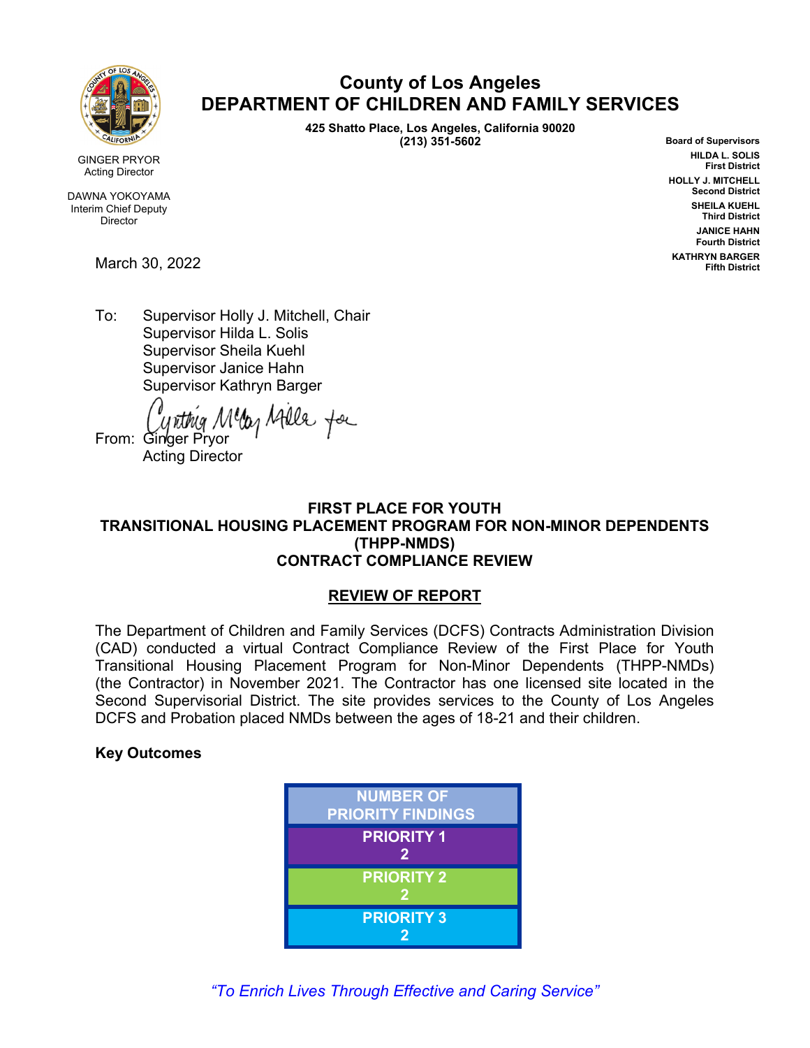# County of Los Angeles
# DEPARTMENT OF CHILDREN AND FAMILY SERVICES

**425 Shatto Place, Los Angeles, California 90020**
**(213) 351-5602**

GINGER PRYOR
Acting Director

DAWNA YOKOYAMA
Interim Chief Deputy
Director

**Board of Supervisors**
**HILDA L. SOLIS**
**First District**
**HOLLY J. MITCHELL**
**Second District**
**SHEILA KUEHL**
**Third District**
**JANICE HAHN**
**Fourth District**
**KATHRYN BARGER**
**Fifth District**

March 30, 2022

To: Supervisor Holly J. Mitchell, Chair
Supervisor Hilda L. Solis
Supervisor Sheila Kuehl
Supervisor Janice Hahn
Supervisor Kathryn Barger

From: Ginger Pryor
Acting Director

**FIRST PLACE FOR YOUTH**
**TRANSITIONAL HOUSING PLACEMENT PROGRAM FOR NON-MINOR DEPENDENTS (THPP-NMDS)**
**CONTRACT COMPLIANCE REVIEW**

## REVIEW OF REPORT

The Department of Children and Family Services (DCFS) Contracts Administration Division (CAD) conducted a virtual Contract Compliance Review of the First Place for Youth Transitional Housing Placement Program for Non-Minor Dependents (THPP-NMDs) (the Contractor) in November 2021. The Contractor has one licensed site located in the Second Supervisorial District. The site provides services to the County of Los Angeles DCFS and Probation placed NMDs between the ages of 18-21 and their children.

**Key Outcomes**

| NUMBER OF PRIORITY FINDINGS |
|---|
| PRIORITY 1<br>2 |
| PRIORITY 2<br>2 |
| PRIORITY 3<br>2 |

*"To Enrich Lives Through Effective and Caring Service"*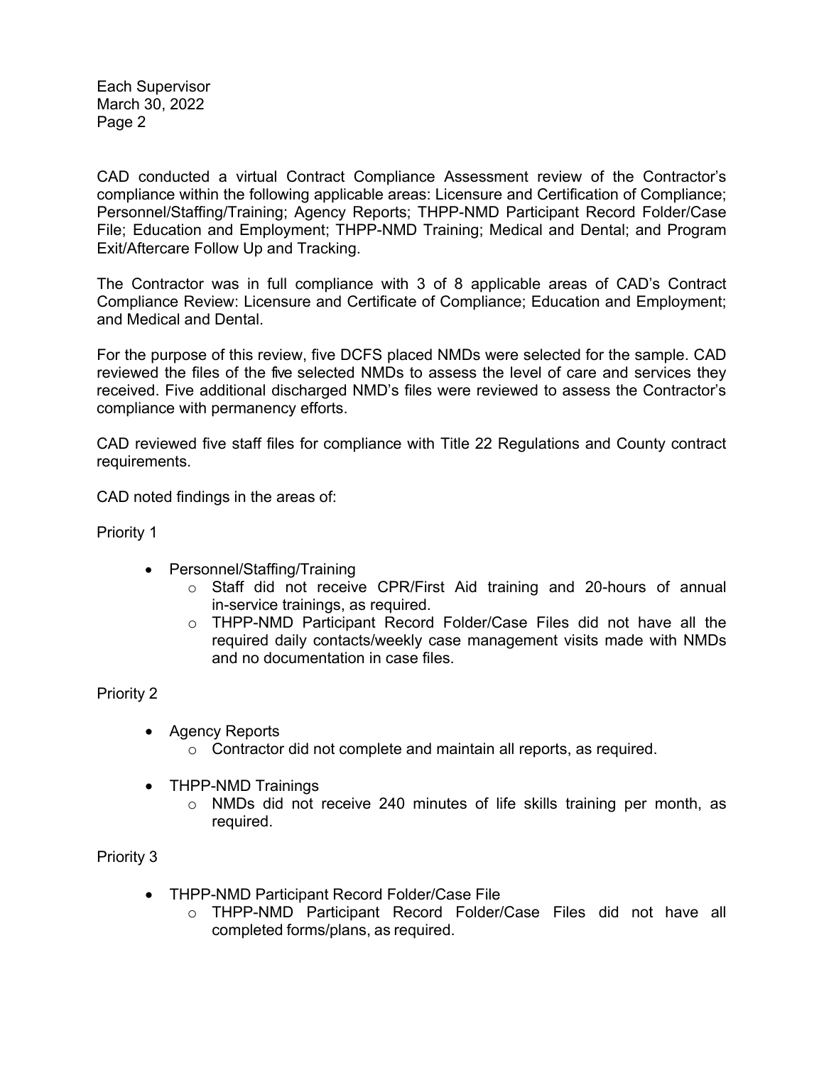CAD conducted a virtual Contract Compliance Assessment review of the Contractor's compliance within the following applicable areas: Licensure and Certification of Compliance; Personnel/Staffing/Training; Agency Reports; THPP-NMD Participant Record Folder/Case File; Education and Employment; THPP-NMD Training; Medical and Dental; and Program Exit/Aftercare Follow Up and Tracking.

The Contractor was in full compliance with 3 of 8 applicable areas of CAD's Contract Compliance Review: Licensure and Certificate of Compliance; Education and Employment; and Medical and Dental.

For the purpose of this review, five DCFS placed NMDs were selected for the sample. CAD reviewed the files of the five selected NMDs to assess the level of care and services they received. Five additional discharged NMD's files were reviewed to assess the Contractor's compliance with permanency efforts.

CAD reviewed five staff files for compliance with Title 22 Regulations and County contract requirements.

CAD noted findings in the areas of:

Priority 1

- Personnel/Staffing/Training
  - Staff did not receive CPR/First Aid training and 20-hours of annual in-service trainings, as required.
  - THPP-NMD Participant Record Folder/Case Files did not have all the required daily contacts/weekly case management visits made with NMDs and no documentation in case files.

Priority 2

- Agency Reports
  - Contractor did not complete and maintain all reports, as required.
- THPP-NMD Trainings
  - NMDs did not receive 240 minutes of life skills training per month, as required.

Priority 3

- THPP-NMD Participant Record Folder/Case File
  - THPP-NMD Participant Record Folder/Case Files did not have all completed forms/plans, as required.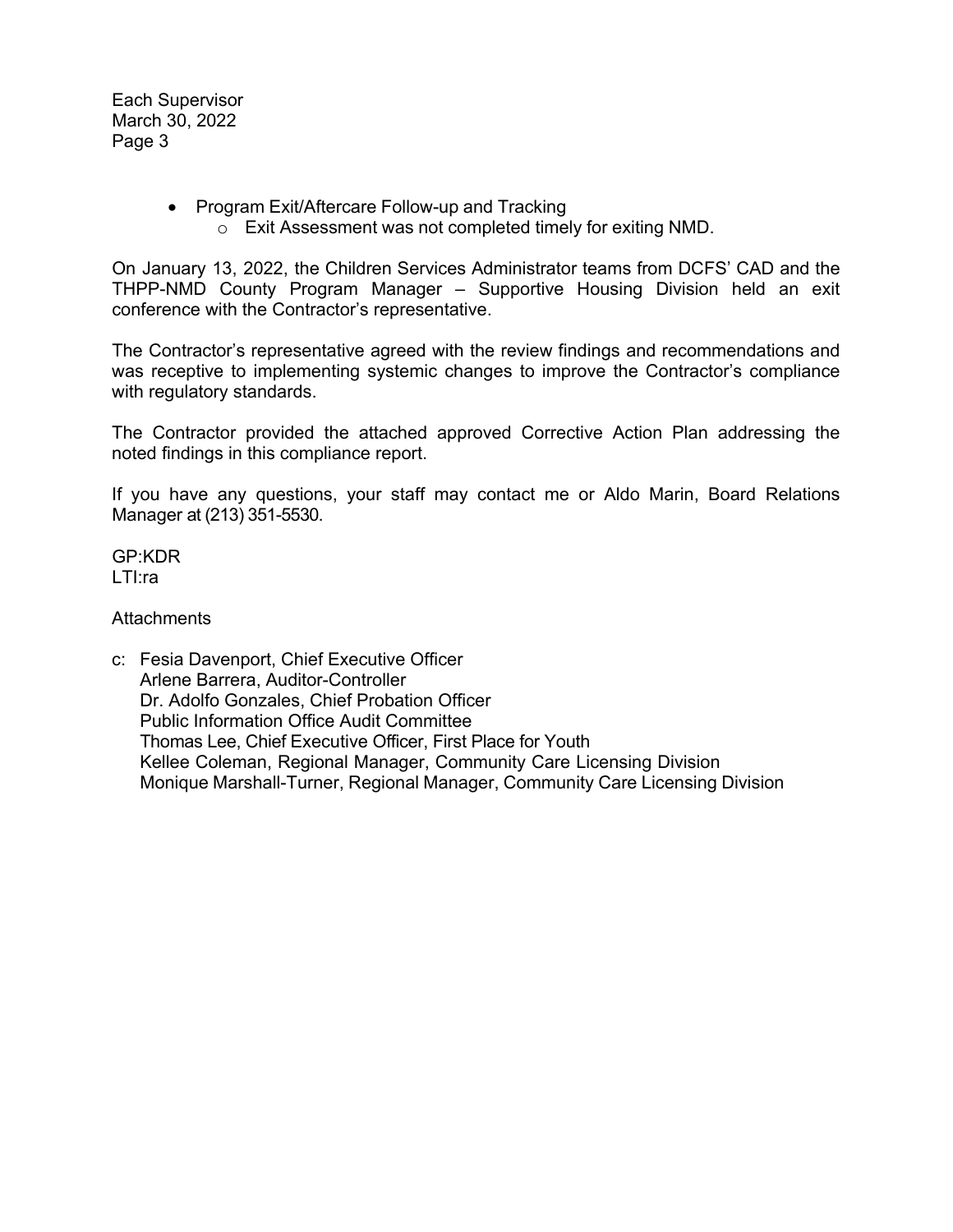- Program Exit/Aftercare Follow-up and Tracking
  - Exit Assessment was not completed timely for exiting NMD.

On January 13, 2022, the Children Services Administrator teams from DCFS' CAD and the THPP-NMD County Program Manager – Supportive Housing Division held an exit conference with the Contractor's representative.

The Contractor's representative agreed with the review findings and recommendations and was receptive to implementing systemic changes to improve the Contractor's compliance with regulatory standards.

The Contractor provided the attached approved Corrective Action Plan addressing the noted findings in this compliance report.

If you have any questions, your staff may contact me or Aldo Marin, Board Relations Manager at (213) 351-5530.

GP:KDR
LTI:ra

Attachments

c: Fesia Davenport, Chief Executive Officer
   Arlene Barrera, Auditor-Controller
   Dr. Adolfo Gonzales, Chief Probation Officer
   Public Information Office Audit Committee
   Thomas Lee, Chief Executive Officer, First Place for Youth
   Kellee Coleman, Regional Manager, Community Care Licensing Division
   Monique Marshall-Turner, Regional Manager, Community Care Licensing Division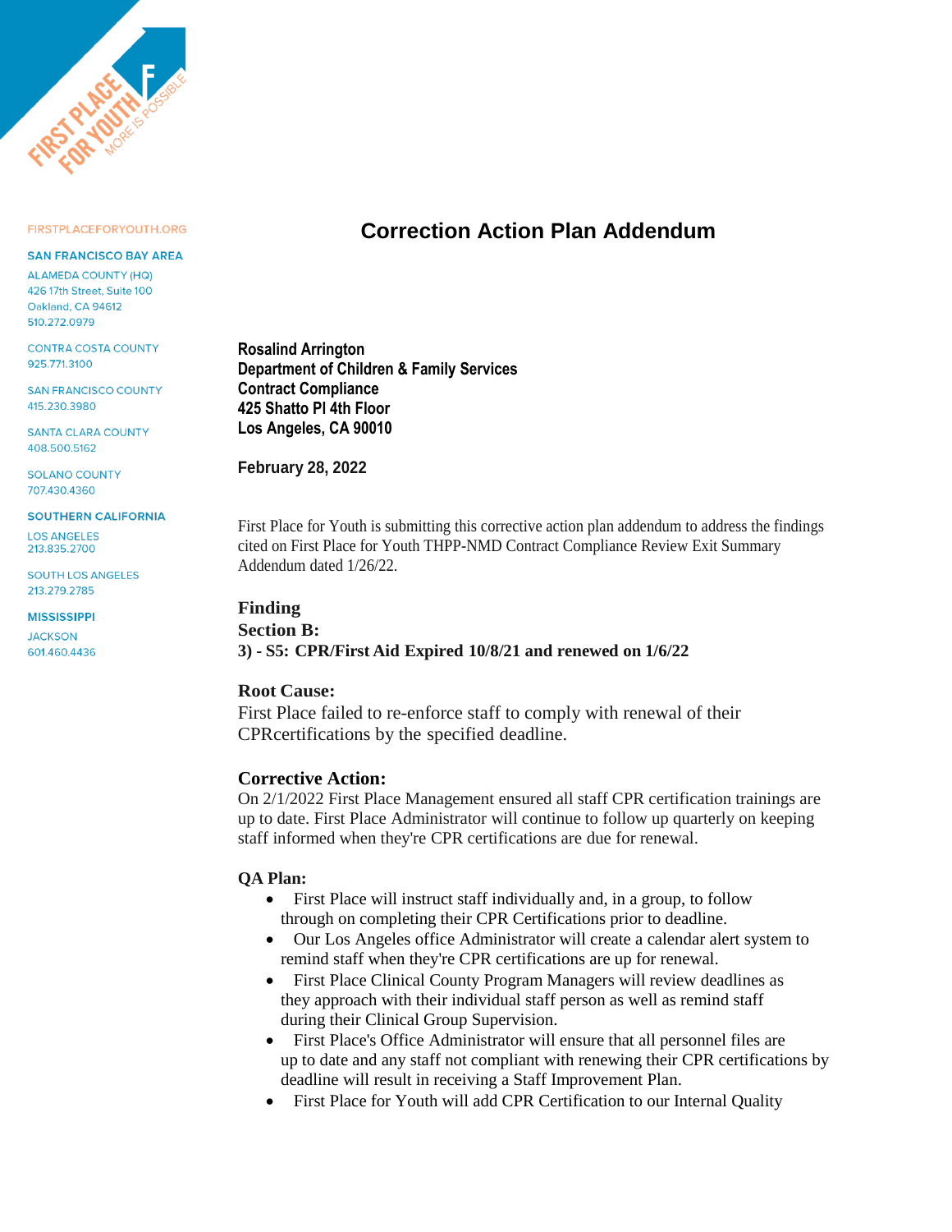FIRSTPLACEFORYOUTH.ORG

SAN FRANCISCO BAY AREA

ALAMEDA COUNTY (HQ)
426 17th Street, Suite 100
Oakland, CA 94612
510.272.0979

CONTRA COSTA COUNTY
925.771.3100

SAN FRANCISCO COUNTY
415.230.3980

SANTA CLARA COUNTY
408.500.5162

SOLANO COUNTY
707.430.4360

SOUTHERN CALIFORNIA

LOS ANGELES
213.835.2700

SOUTH LOS ANGELES
213.279.2785

MISSISSIPPI

JACKSON
601.460.4436

# Correction Action Plan Addendum

**Rosalind Arrington**
**Department of Children & Family Services**
**Contract Compliance**
**425 Shatto Pl 4th Floor**
**Los Angeles, CA 90010**

**February 28, 2022**

First Place for Youth is submitting this corrective action plan addendum to address the findings cited on First Place for Youth THPP-NMD Contract Compliance Review Exit Summary Addendum dated 1/26/22.

**Finding**
**Section B:**
**3) - S5: CPR/First Aid Expired 10/8/21 and renewed on 1/6/22**

**Root Cause:**
First Place failed to re-enforce staff to comply with renewal of their CPRcertifications by the specified deadline.

**Corrective Action:**
On 2/1/2022 First Place Management ensured all staff CPR certification trainings are up to date. First Place Administrator will continue to follow up quarterly on keeping staff informed when they're CPR certifications are due for renewal.

**QA Plan:**

- First Place will instruct staff individually and, in a group, to follow through on completing their CPR Certifications prior to deadline.
- Our Los Angeles office Administrator will create a calendar alert system to remind staff when they're CPR certifications are up for renewal.
- First Place Clinical County Program Managers will review deadlines as they approach with their individual staff person as well as remind staff during their Clinical Group Supervision.
- First Place's Office Administrator will ensure that all personnel files are up to date and any staff not compliant with renewing their CPR certifications by deadline will result in receiving a Staff Improvement Plan.
- First Place for Youth will add CPR Certification to our Internal Quality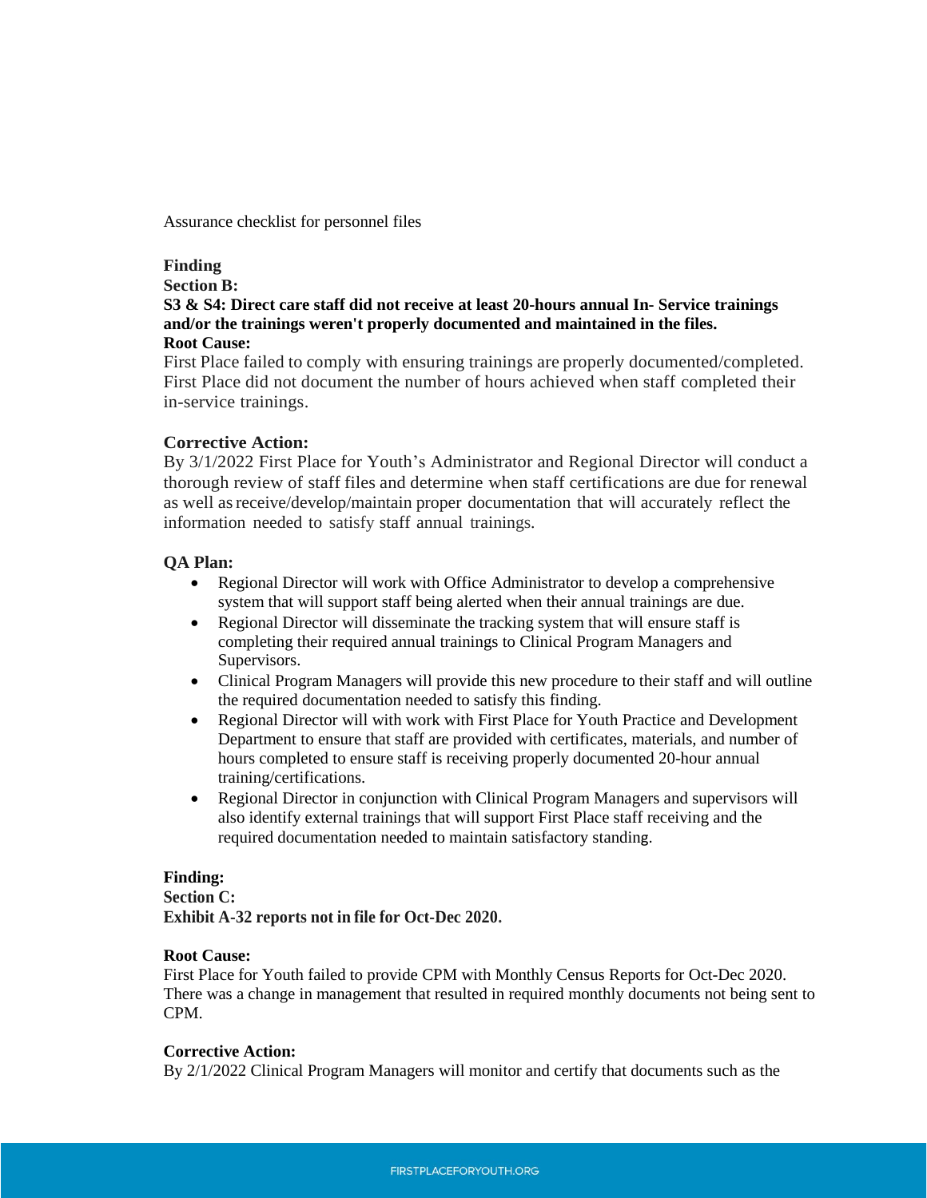Assurance checklist for personnel files

**Finding**

**Section B:**

**S3 & S4: Direct care staff did not receive at least 20-hours annual In- Service trainings and/or the trainings weren't properly documented and maintained in the files.**

**Root Cause:**

First Place failed to comply with ensuring trainings are properly documented/completed. First Place did not document the number of hours achieved when staff completed their in-service trainings.

**Corrective Action:**

By 3/1/2022 First Place for Youth's Administrator and Regional Director will conduct a thorough review of staff files and determine when staff certifications are due for renewal as well as receive/develop/maintain proper documentation that will accurately reflect the information needed to satisfy staff annual trainings.

**QA Plan:**

- Regional Director will work with Office Administrator to develop a comprehensive system that will support staff being alerted when their annual trainings are due.
- Regional Director will disseminate the tracking system that will ensure staff is completing their required annual trainings to Clinical Program Managers and Supervisors.
- Clinical Program Managers will provide this new procedure to their staff and will outline the required documentation needed to satisfy this finding.
- Regional Director will with work with First Place for Youth Practice and Development Department to ensure that staff are provided with certificates, materials, and number of hours completed to ensure staff is receiving properly documented 20-hour annual training/certifications.
- Regional Director in conjunction with Clinical Program Managers and supervisors will also identify external trainings that will support First Place staff receiving and the required documentation needed to maintain satisfactory standing.

**Finding:**

**Section C:**

**Exhibit A-32 reports not in file for Oct-Dec 2020.**

**Root Cause:**

First Place for Youth failed to provide CPM with Monthly Census Reports for Oct-Dec 2020. There was a change in management that resulted in required monthly documents not being sent to CPM.

**Corrective Action:**

By 2/1/2022 Clinical Program Managers will monitor and certify that documents such as the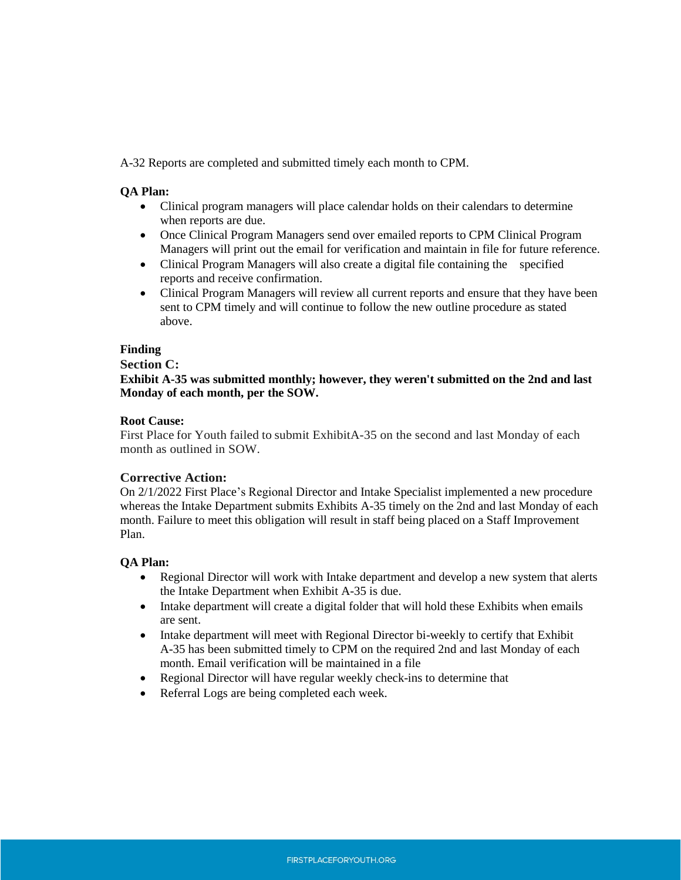A-32 Reports are completed and submitted timely each month to CPM.

**QA Plan:**

- Clinical program managers will place calendar holds on their calendars to determine when reports are due.
- Once Clinical Program Managers send over emailed reports to CPM Clinical Program Managers will print out the email for verification and maintain in file for future reference.
- Clinical Program Managers will also create a digital file containing the specified reports and receive confirmation.
- Clinical Program Managers will review all current reports and ensure that they have been sent to CPM timely and will continue to follow the new outline procedure as stated above.

**Finding**

**Section C:**

**Exhibit A-35 was submitted monthly; however, they weren't submitted on the 2nd and last Monday of each month, per the SOW.**

**Root Cause:**

First Place for Youth failed to submit ExhibitA-35 on the second and last Monday of each month as outlined in SOW.

**Corrective Action:**

On 2/1/2022 First Place's Regional Director and Intake Specialist implemented a new procedure whereas the Intake Department submits Exhibits A-35 timely on the 2nd and last Monday of each month. Failure to meet this obligation will result in staff being placed on a Staff Improvement Plan.

**QA Plan:**

- Regional Director will work with Intake department and develop a new system that alerts the Intake Department when Exhibit A-35 is due.
- Intake department will create a digital folder that will hold these Exhibits when emails are sent.
- Intake department will meet with Regional Director bi-weekly to certify that Exhibit A-35 has been submitted timely to CPM on the required 2nd and last Monday of each month. Email verification will be maintained in a file
- Regional Director will have regular weekly check-ins to determine that
- Referral Logs are being completed each week.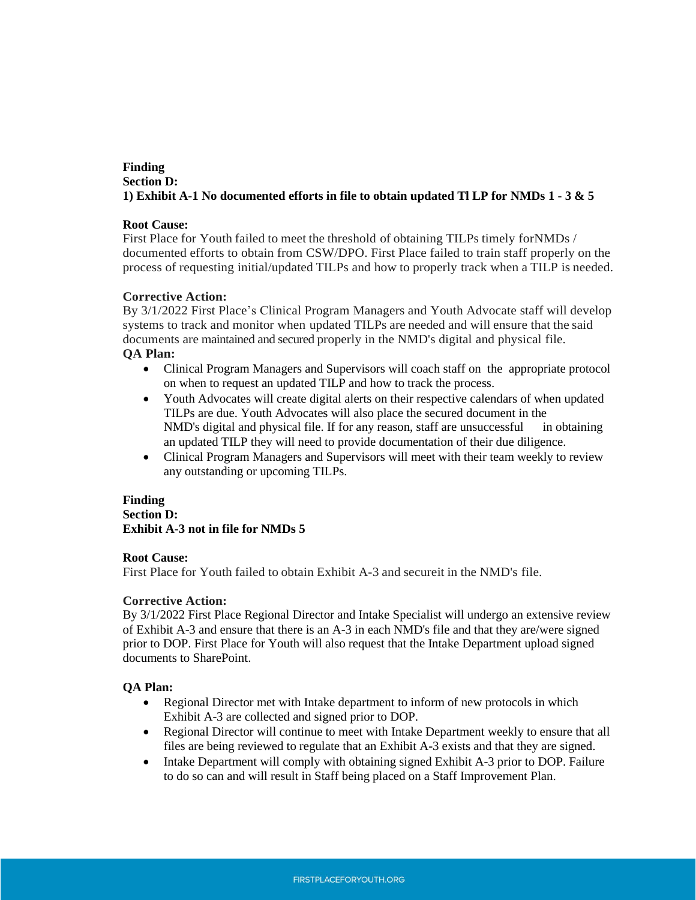**Finding**
**Section D:**
**1) Exhibit A-1 No documented efforts in file to obtain updated Tl LP for NMDs 1 - 3 & 5**

**Root Cause:**
First Place for Youth failed to meet the threshold of obtaining TILPs timely forNMDs / documented efforts to obtain from CSW/DPO. First Place failed to train staff properly on the process of requesting initial/updated TILPs and how to properly track when a TILP is needed.

**Corrective Action:**
By 3/1/2022 First Place's Clinical Program Managers and Youth Advocate staff will develop systems to track and monitor when updated TILPs are needed and will ensure that the said documents are maintained and secured properly in the NMD's digital and physical file.

**QA Plan:**

- Clinical Program Managers and Supervisors will coach staff on the appropriate protocol on when to request an updated TILP and how to track the process.
- Youth Advocates will create digital alerts on their respective calendars of when updated TILPs are due. Youth Advocates will also place the secured document in the NMD's digital and physical file. If for any reason, staff are unsuccessful in obtaining an updated TILP they will need to provide documentation of their due diligence.
- Clinical Program Managers and Supervisors will meet with their team weekly to review any outstanding or upcoming TILPs.

**Finding**
**Section D:**
**Exhibit A-3 not in file for NMDs 5**

**Root Cause:**
First Place for Youth failed to obtain Exhibit A-3 and secureit in the NMD's file.

**Corrective Action:**
By 3/1/2022 First Place Regional Director and Intake Specialist will undergo an extensive review of Exhibit A-3 and ensure that there is an A-3 in each NMD's file and that they are/were signed prior to DOP. First Place for Youth will also request that the Intake Department upload signed documents to SharePoint.

**QA Plan:**

- Regional Director met with Intake department to inform of new protocols in which Exhibit A-3 are collected and signed prior to DOP.
- Regional Director will continue to meet with Intake Department weekly to ensure that all files are being reviewed to regulate that an Exhibit A-3 exists and that they are signed.
- Intake Department will comply with obtaining signed Exhibit A-3 prior to DOP. Failure to do so can and will result in Staff being placed on a Staff Improvement Plan.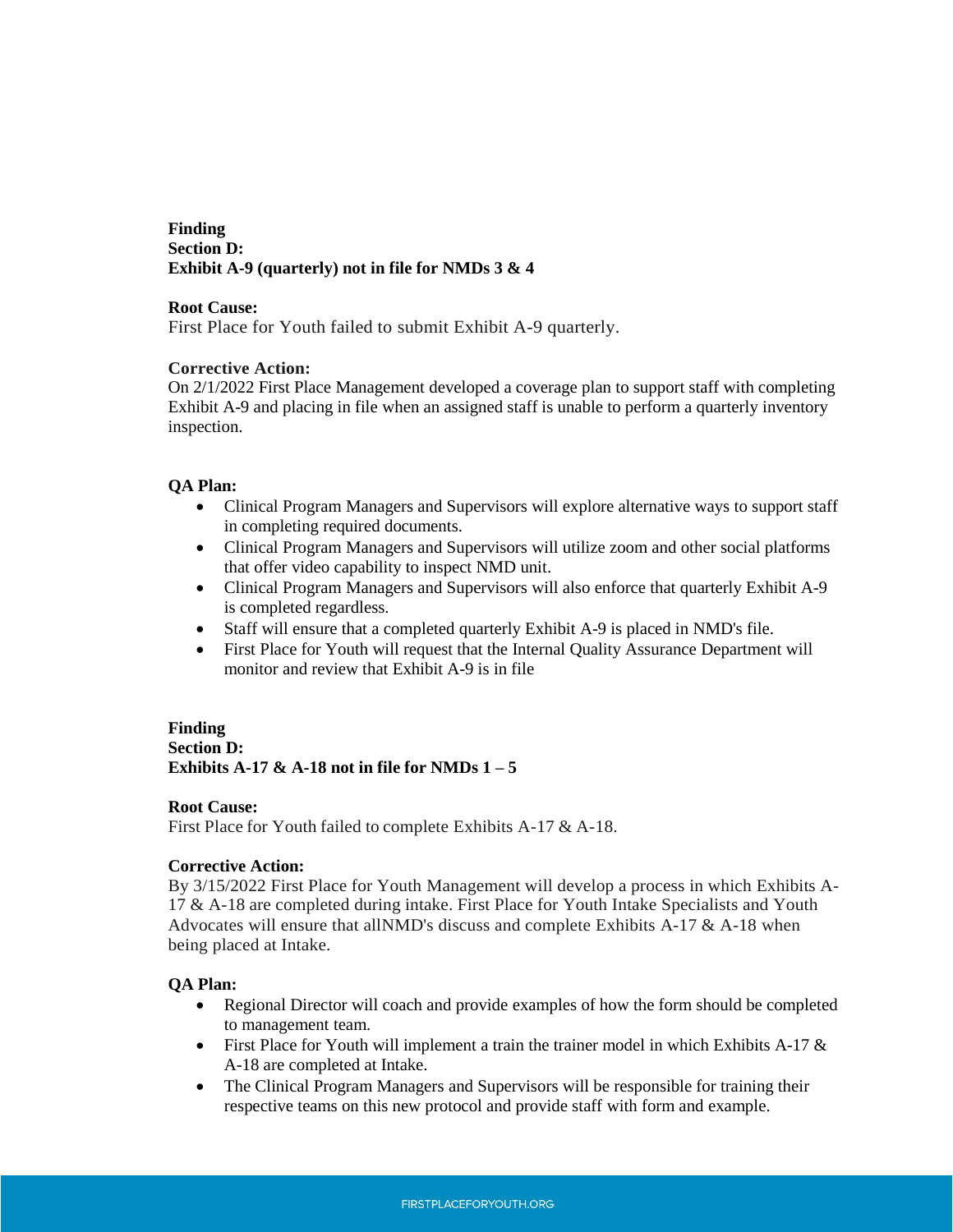**Finding**
**Section D:**
**Exhibit A-9 (quarterly) not in file for NMDs 3 & 4**

**Root Cause:**
First Place for Youth failed to submit Exhibit A-9 quarterly.

**Corrective Action:**
On 2/1/2022 First Place Management developed a coverage plan to support staff with completing Exhibit A-9 and placing in file when an assigned staff is unable to perform a quarterly inventory inspection.

**QA Plan:**

- Clinical Program Managers and Supervisors will explore alternative ways to support staff in completing required documents.
- Clinical Program Managers and Supervisors will utilize zoom and other social platforms that offer video capability to inspect NMD unit.
- Clinical Program Managers and Supervisors will also enforce that quarterly Exhibit A-9 is completed regardless.
- Staff will ensure that a completed quarterly Exhibit A-9 is placed in NMD's file.
- First Place for Youth will request that the Internal Quality Assurance Department will monitor and review that Exhibit A-9 is in file

**Finding**
**Section D:**
**Exhibits A-17 & A-18 not in file for NMDs 1 – 5**

**Root Cause:**
First Place for Youth failed to complete Exhibits A-17 & A-18.

**Corrective Action:**
By 3/15/2022 First Place for Youth Management will develop a process in which Exhibits A-17 & A-18 are completed during intake. First Place for Youth Intake Specialists and Youth Advocates will ensure that allNMD's discuss and complete Exhibits A-17 & A-18 when being placed at Intake.

**QA Plan:**

- Regional Director will coach and provide examples of how the form should be completed to management team.
- First Place for Youth will implement a train the trainer model in which Exhibits A-17 & A-18 are completed at Intake.
- The Clinical Program Managers and Supervisors will be responsible for training their respective teams on this new protocol and provide staff with form and example.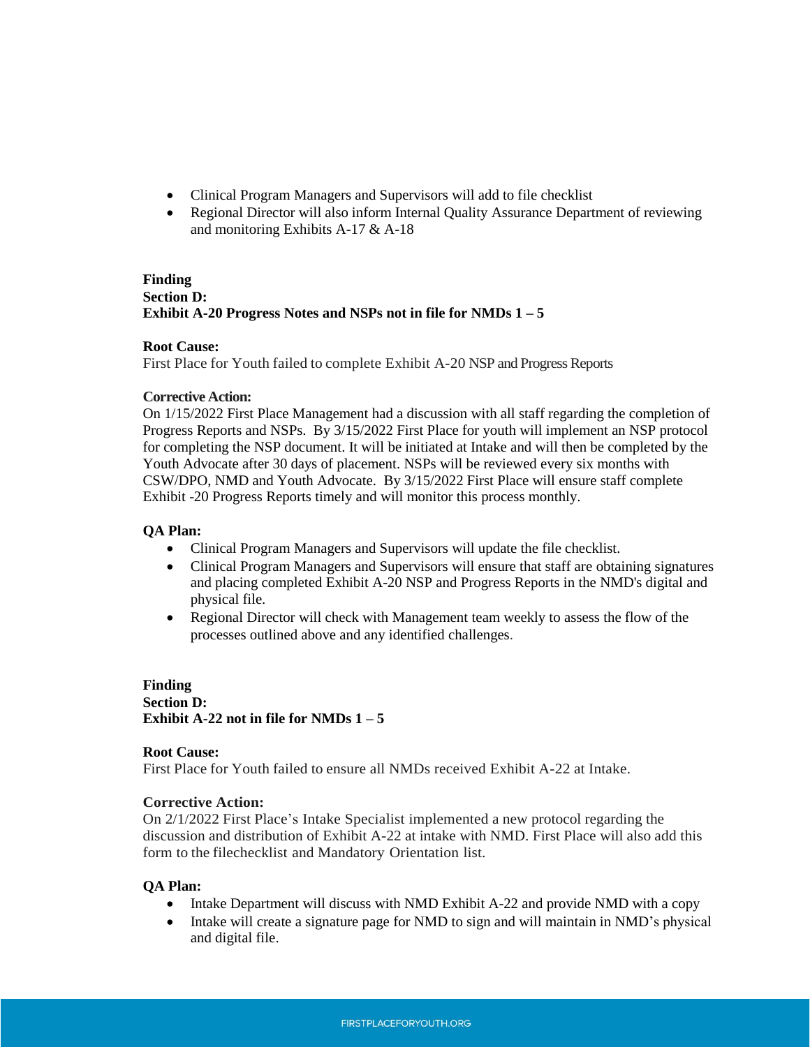- Clinical Program Managers and Supervisors will add to file checklist
- Regional Director will also inform Internal Quality Assurance Department of reviewing and monitoring Exhibits A-17 & A-18

**Finding**
**Section D:**
**Exhibit A-20 Progress Notes and NSPs not in file for NMDs 1 – 5**

**Root Cause:**
First Place for Youth failed to complete Exhibit A-20 NSP and Progress Reports

**Corrective Action:**
On 1/15/2022 First Place Management had a discussion with all staff regarding the completion of Progress Reports and NSPs. By 3/15/2022 First Place for youth will implement an NSP protocol for completing the NSP document. It will be initiated at Intake and will then be completed by the Youth Advocate after 30 days of placement. NSPs will be reviewed every six months with CSW/DPO, NMD and Youth Advocate. By 3/15/2022 First Place will ensure staff complete Exhibit -20 Progress Reports timely and will monitor this process monthly.

**QA Plan:**

- Clinical Program Managers and Supervisors will update the file checklist.
- Clinical Program Managers and Supervisors will ensure that staff are obtaining signatures and placing completed Exhibit A-20 NSP and Progress Reports in the NMD's digital and physical file.
- Regional Director will check with Management team weekly to assess the flow of the processes outlined above and any identified challenges.

**Finding**
**Section D:**
**Exhibit A-22 not in file for NMDs 1 – 5**

**Root Cause:**
First Place for Youth failed to ensure all NMDs received Exhibit A-22 at Intake.

**Corrective Action:**
On 2/1/2022 First Place's Intake Specialist implemented a new protocol regarding the discussion and distribution of Exhibit A-22 at intake with NMD. First Place will also add this form to the filechecklist and Mandatory Orientation list.

**QA Plan:**

- Intake Department will discuss with NMD Exhibit A-22 and provide NMD with a copy
- Intake will create a signature page for NMD to sign and will maintain in NMD's physical and digital file.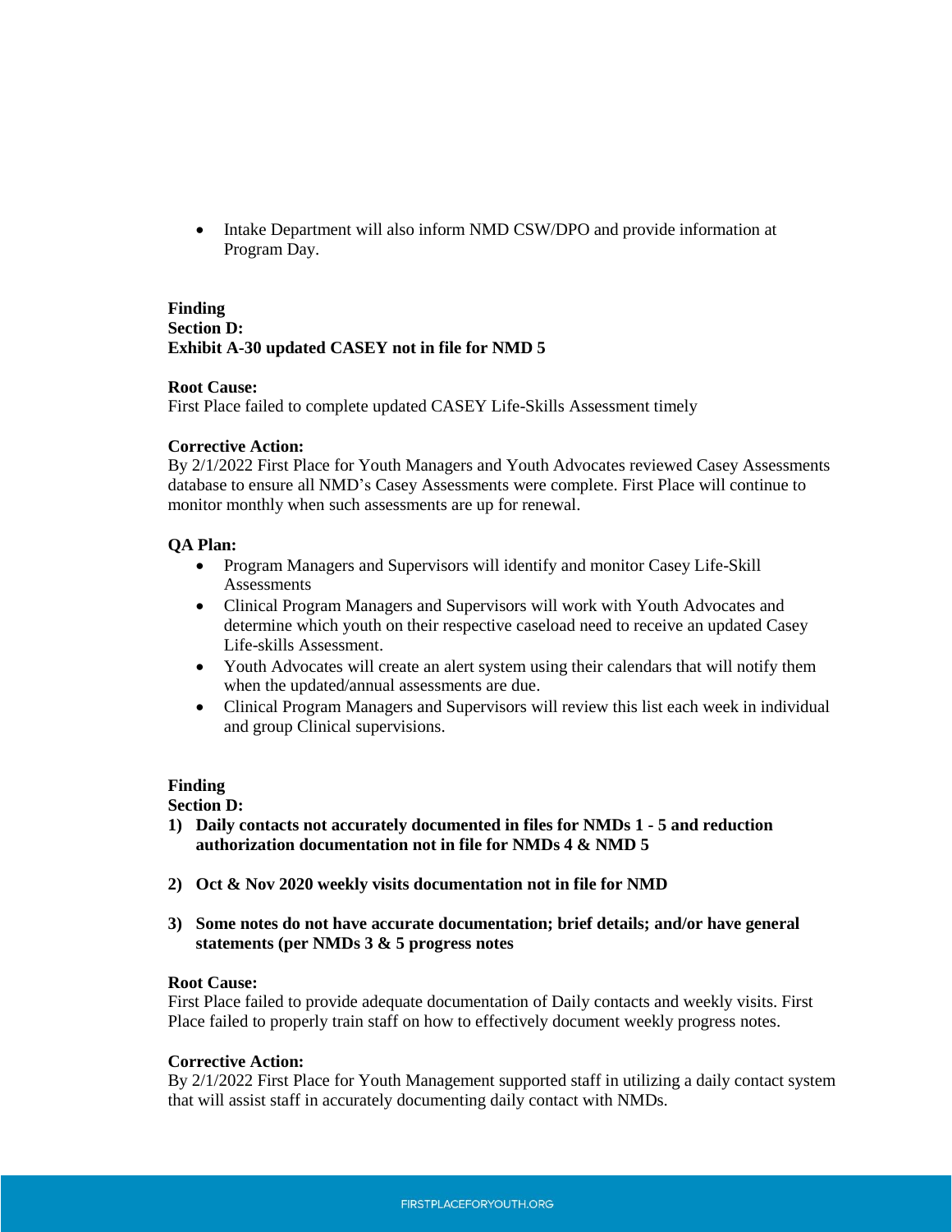- Intake Department will also inform NMD CSW/DPO and provide information at Program Day.

**Finding**
**Section D:**
**Exhibit A-30 updated CASEY not in file for NMD 5**

**Root Cause:**
First Place failed to complete updated CASEY Life-Skills Assessment timely

**Corrective Action:**
By 2/1/2022 First Place for Youth Managers and Youth Advocates reviewed Casey Assessments database to ensure all NMD's Casey Assessments were complete. First Place will continue to monitor monthly when such assessments are up for renewal.

**QA Plan:**

- Program Managers and Supervisors will identify and monitor Casey Life-Skill Assessments
- Clinical Program Managers and Supervisors will work with Youth Advocates and determine which youth on their respective caseload need to receive an updated Casey Life-skills Assessment.
- Youth Advocates will create an alert system using their calendars that will notify them when the updated/annual assessments are due.
- Clinical Program Managers and Supervisors will review this list each week in individual and group Clinical supervisions.

**Finding**
**Section D:**

1) **Daily contacts not accurately documented in files for NMDs 1 - 5 and reduction authorization documentation not in file for NMDs 4 & NMD 5**

2) **Oct & Nov 2020 weekly visits documentation not in file for NMD**

3) **Some notes do not have accurate documentation; brief details; and/or have general statements (per NMDs 3 & 5 progress notes**

**Root Cause:**
First Place failed to provide adequate documentation of Daily contacts and weekly visits. First Place failed to properly train staff on how to effectively document weekly progress notes.

**Corrective Action:**
By 2/1/2022 First Place for Youth Management supported staff in utilizing a daily contact system that will assist staff in accurately documenting daily contact with NMDs.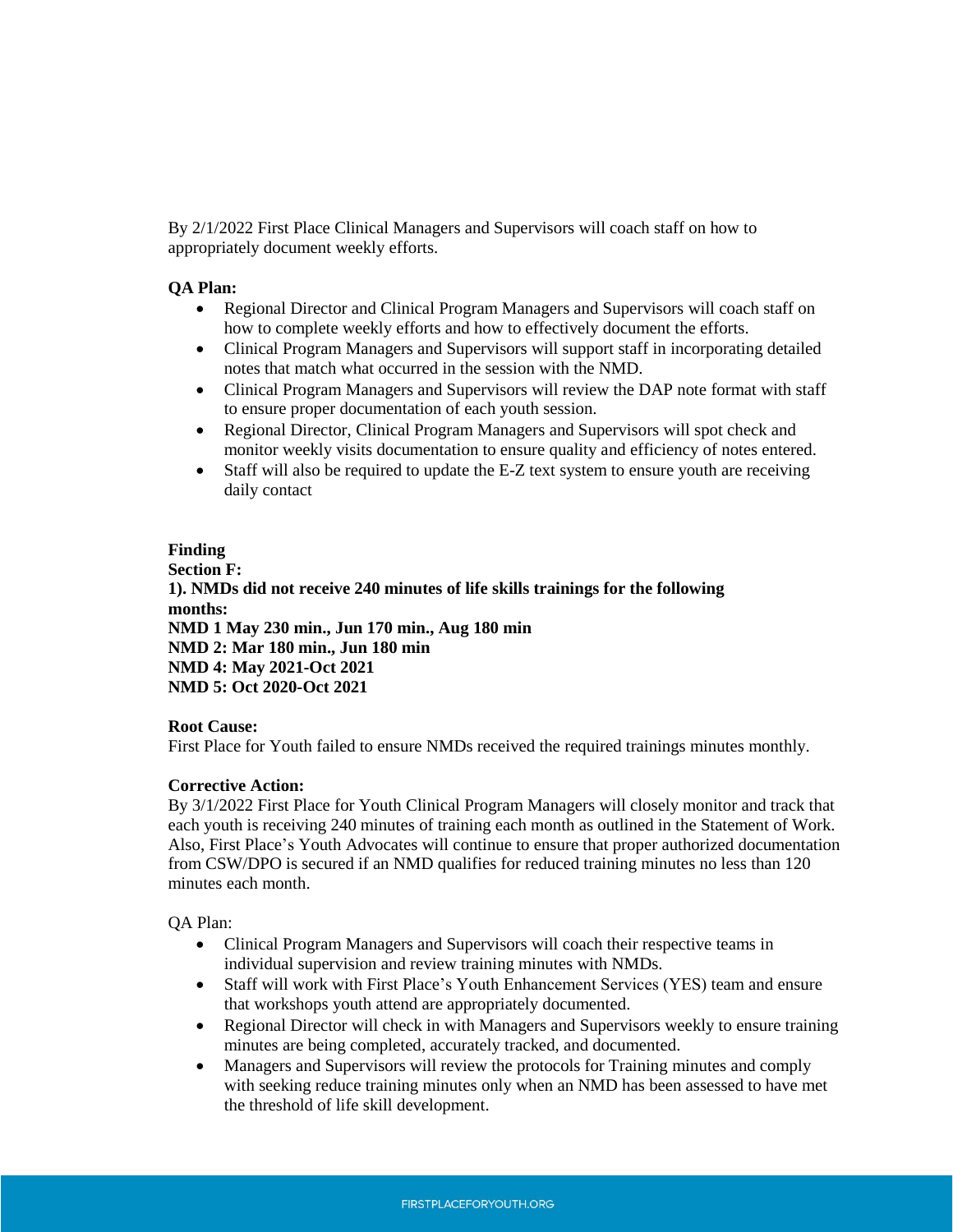By 2/1/2022 First Place Clinical Managers and Supervisors will coach staff on how to appropriately document weekly efforts.

**QA Plan:**

- Regional Director and Clinical Program Managers and Supervisors will coach staff on how to complete weekly efforts and how to effectively document the efforts.
- Clinical Program Managers and Supervisors will support staff in incorporating detailed notes that match what occurred in the session with the NMD.
- Clinical Program Managers and Supervisors will review the DAP note format with staff to ensure proper documentation of each youth session.
- Regional Director, Clinical Program Managers and Supervisors will spot check and monitor weekly visits documentation to ensure quality and efficiency of notes entered.
- Staff will also be required to update the E-Z text system to ensure youth are receiving daily contact

**Finding**
**Section F:**
**1). NMDs did not receive 240 minutes of life skills trainings for the following months:**
**NMD 1 May 230 min., Jun 170 min., Aug 180 min**
**NMD 2: Mar 180 min., Jun 180 min**
**NMD 4: May 2021-Oct 2021**
**NMD 5: Oct 2020-Oct 2021**

**Root Cause:**
First Place for Youth failed to ensure NMDs received the required trainings minutes monthly.

**Corrective Action:**
By 3/1/2022 First Place for Youth Clinical Program Managers will closely monitor and track that each youth is receiving 240 minutes of training each month as outlined in the Statement of Work. Also, First Place's Youth Advocates will continue to ensure that proper authorized documentation from CSW/DPO is secured if an NMD qualifies for reduced training minutes no less than 120 minutes each month.

QA Plan:

- Clinical Program Managers and Supervisors will coach their respective teams in individual supervision and review training minutes with NMDs.
- Staff will work with First Place's Youth Enhancement Services (YES) team and ensure that workshops youth attend are appropriately documented.
- Regional Director will check in with Managers and Supervisors weekly to ensure training minutes are being completed, accurately tracked, and documented.
- Managers and Supervisors will review the protocols for Training minutes and comply with seeking reduce training minutes only when an NMD has been assessed to have met the threshold of life skill development.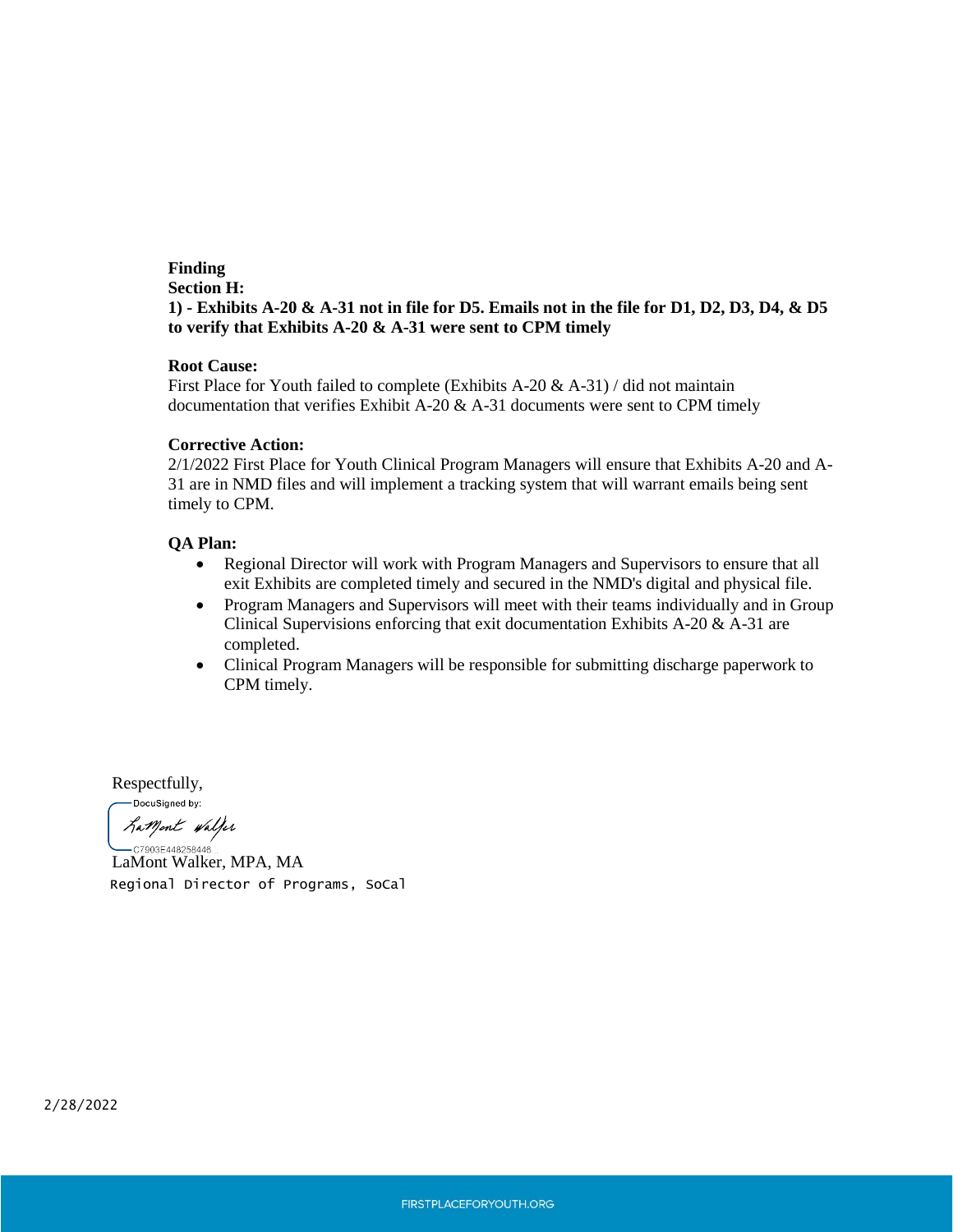**Finding**
**Section H:**
**1) - Exhibits A-20 & A-31 not in file for D5. Emails not in the file for D1, D2, D3, D4, & D5 to verify that Exhibits A-20 & A-31 were sent to CPM timely**

**Root Cause:**
First Place for Youth failed to complete (Exhibits A-20 & A-31) / did not maintain documentation that verifies Exhibit A-20 & A-31 documents were sent to CPM timely

**Corrective Action:**
2/1/2022 First Place for Youth Clinical Program Managers will ensure that Exhibits A-20 and A-31 are in NMD files and will implement a tracking system that will warrant emails being sent timely to CPM.

**QA Plan:**

- Regional Director will work with Program Managers and Supervisors to ensure that all exit Exhibits are completed timely and secured in the NMD's digital and physical file.
- Program Managers and Supervisors will meet with their teams individually and in Group Clinical Supervisions enforcing that exit documentation Exhibits A-20 & A-31 are completed.
- Clinical Program Managers will be responsible for submitting discharge paperwork to CPM timely.

Respectfully,

DocuSigned by:
LaMont Walker
C7903E448258446

LaMont Walker, MPA, MA
Regional Director of Programs, SoCal

2/28/2022